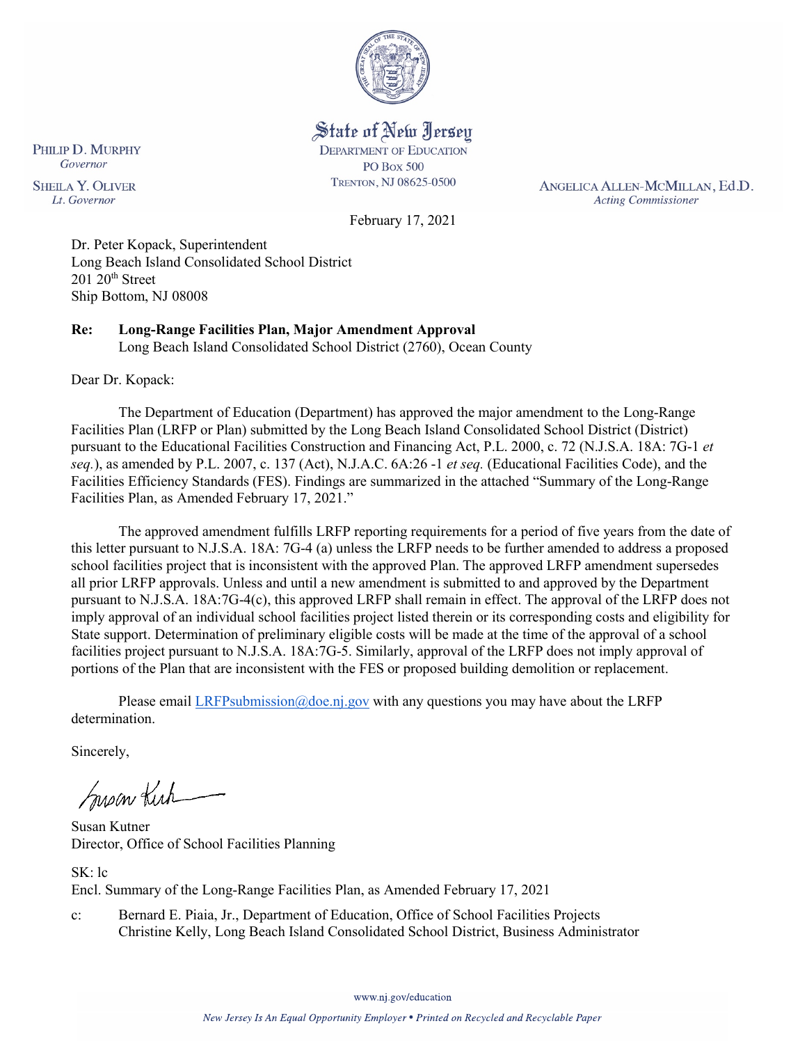State of New Jersey
DEPARTMENT OF EDUCATION
PO BOX 500
TRENTON, NJ 08625-0500

PHILIP D. MURPHY
*Governor*

SHEILA Y. OLIVER
*Lt. Governor*

ANGELICA ALLEN-MCMILLAN, Ed.D.
*Acting Commissioner*

February 17, 2021

Dr. Peter Kopack, Superintendent
Long Beach Island Consolidated School District
201 20th Street
Ship Bottom, NJ 08008

**Re: Long-Range Facilities Plan, Major Amendment Approval**
Long Beach Island Consolidated School District (2760), Ocean County

Dear Dr. Kopack:

The Department of Education (Department) has approved the major amendment to the Long-Range Facilities Plan (LRFP or Plan) submitted by the Long Beach Island Consolidated School District (District) pursuant to the Educational Facilities Construction and Financing Act, P.L. 2000, c. 72 (N.J.S.A. 18A: 7G-1 *et seq.*), as amended by P.L. 2007, c. 137 (Act), N.J.A.C. 6A:26 -1 *et seq.* (Educational Facilities Code), and the Facilities Efficiency Standards (FES). Findings are summarized in the attached "Summary of the Long-Range Facilities Plan, as Amended February 17, 2021."

The approved amendment fulfills LRFP reporting requirements for a period of five years from the date of this letter pursuant to N.J.S.A. 18A: 7G-4 (a) unless the LRFP needs to be further amended to address a proposed school facilities project that is inconsistent with the approved Plan. The approved LRFP amendment supersedes all prior LRFP approvals. Unless and until a new amendment is submitted to and approved by the Department pursuant to N.J.S.A. 18A:7G-4(c), this approved LRFP shall remain in effect. The approval of the LRFP does not imply approval of an individual school facilities project listed therein or its corresponding costs and eligibility for State support. Determination of preliminary eligible costs will be made at the time of the approval of a school facilities project pursuant to N.J.S.A. 18A:7G-5. Similarly, approval of the LRFP does not imply approval of portions of the Plan that are inconsistent with the FES or proposed building demolition or replacement.

Please email LRFPsubmission@doe.nj.gov with any questions you may have about the LRFP determination.

Sincerely,

Susan Kutner
Director, Office of School Facilities Planning

SK: lc
Encl. Summary of the Long-Range Facilities Plan, as Amended February 17, 2021

c: Bernard E. Piaia, Jr., Department of Education, Office of School Facilities Projects
Christine Kelly, Long Beach Island Consolidated School District, Business Administrator

www.nj.gov/education

*New Jersey Is An Equal Opportunity Employer • Printed on Recycled and Recyclable Paper*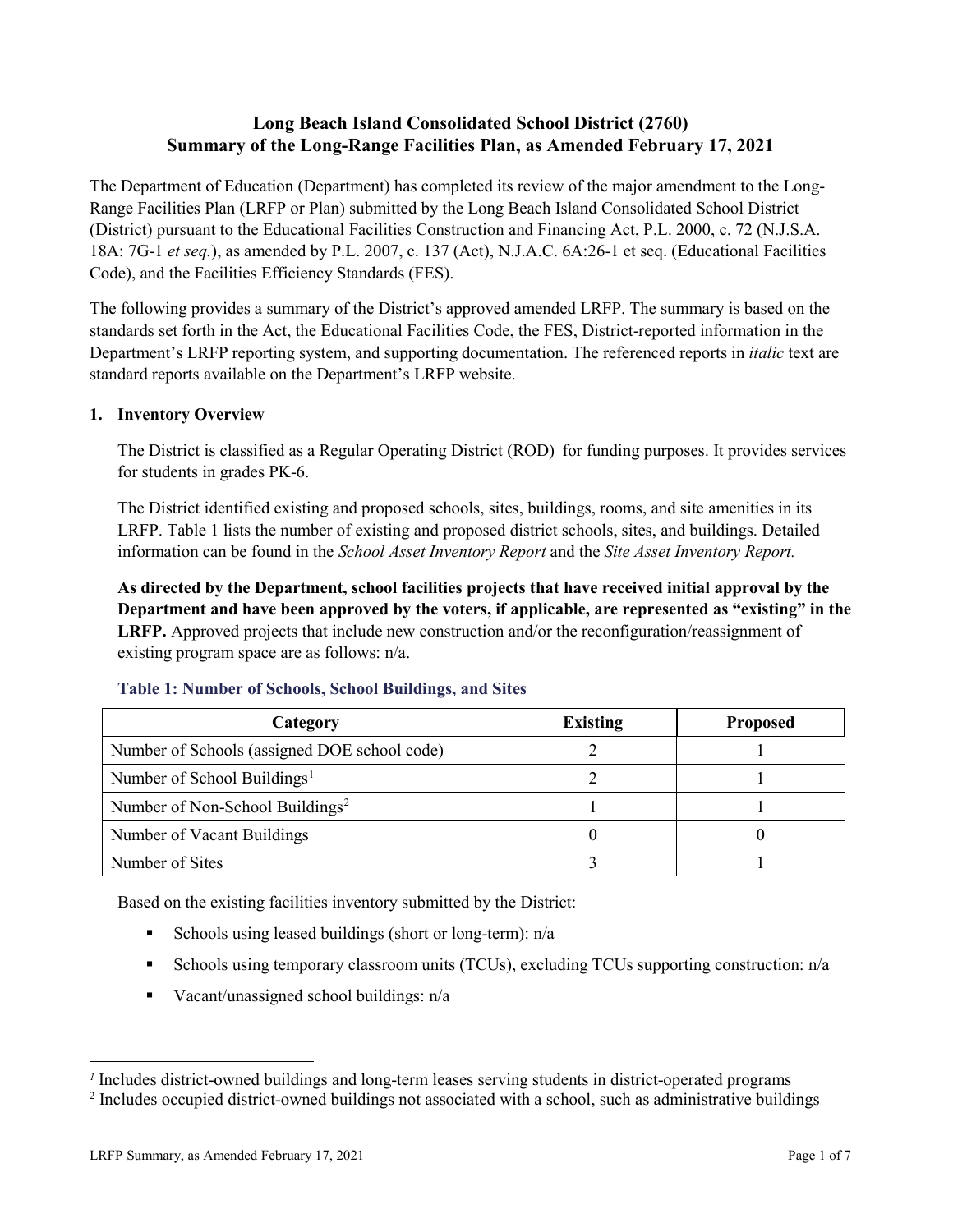# Long Beach Island Consolidated School District (2760) Summary of the Long-Range Facilities Plan, as Amended February 17, 2021

The Department of Education (Department) has completed its review of the major amendment to the Long-Range Facilities Plan (LRFP or Plan) submitted by the Long Beach Island Consolidated School District (District) pursuant to the Educational Facilities Construction and Financing Act, P.L. 2000, c. 72 (N.J.S.A. 18A: 7G-1 *et seq.*), as amended by P.L. 2007, c. 137 (Act), N.J.A.C. 6A:26-1 et seq. (Educational Facilities Code), and the Facilities Efficiency Standards (FES).

The following provides a summary of the District's approved amended LRFP. The summary is based on the standards set forth in the Act, the Educational Facilities Code, the FES, District-reported information in the Department's LRFP reporting system, and supporting documentation. The referenced reports in *italic* text are standard reports available on the Department's LRFP website.

## 1. Inventory Overview

The District is classified as a Regular Operating District (ROD) for funding purposes. It provides services for students in grades PK-6.

The District identified existing and proposed schools, sites, buildings, rooms, and site amenities in its LRFP. Table 1 lists the number of existing and proposed district schools, sites, and buildings. Detailed information can be found in the *School Asset Inventory Report* and the *Site Asset Inventory Report.*

**As directed by the Department, school facilities projects that have received initial approval by the Department and have been approved by the voters, if applicable, are represented as "existing" in the LRFP.** Approved projects that include new construction and/or the reconfiguration/reassignment of existing program space are as follows: n/a.

### Table 1: Number of Schools, School Buildings, and Sites

| Category | Existing | Proposed |
|---|---|---|
| Number of Schools (assigned DOE school code) | 2 | 1 |
| Number of School Buildings[1] | 2 | 1 |
| Number of Non-School Buildings[2] | 1 | 1 |
| Number of Vacant Buildings | 0 | 0 |
| Number of Sites | 3 | 1 |

Based on the existing facilities inventory submitted by the District:

- Schools using leased buildings (short or long-term): n/a
- Schools using temporary classroom units (TCUs), excluding TCUs supporting construction: n/a
- Vacant/unassigned school buildings: n/a

[1] Includes district-owned buildings and long-term leases serving students in district-operated programs

[2] Includes occupied district-owned buildings not associated with a school, such as administrative buildings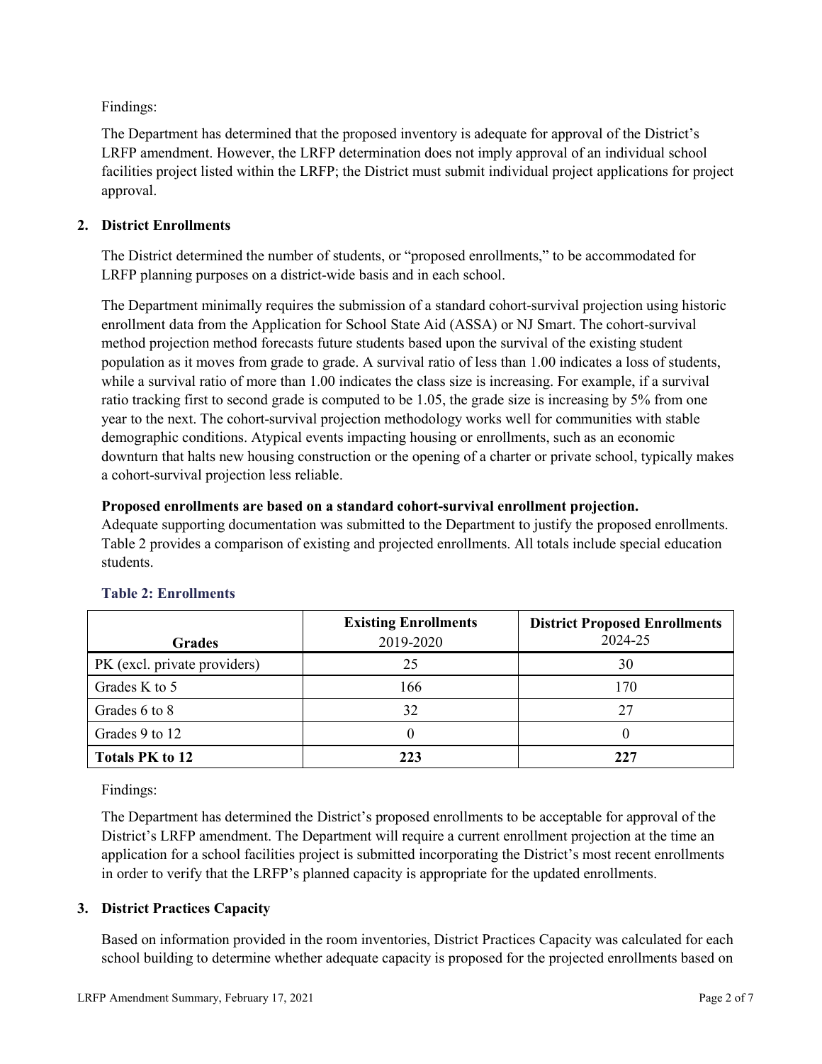Findings:

The Department has determined that the proposed inventory is adequate for approval of the District's LRFP amendment. However, the LRFP determination does not imply approval of an individual school facilities project listed within the LRFP; the District must submit individual project applications for project approval.

## 2. District Enrollments

The District determined the number of students, or "proposed enrollments," to be accommodated for LRFP planning purposes on a district-wide basis and in each school.

The Department minimally requires the submission of a standard cohort-survival projection using historic enrollment data from the Application for School State Aid (ASSA) or NJ Smart. The cohort-survival method projection method forecasts future students based upon the survival of the existing student population as it moves from grade to grade. A survival ratio of less than 1.00 indicates a loss of students, while a survival ratio of more than 1.00 indicates the class size is increasing. For example, if a survival ratio tracking first to second grade is computed to be 1.05, the grade size is increasing by 5% from one year to the next. The cohort-survival projection methodology works well for communities with stable demographic conditions. Atypical events impacting housing or enrollments, such as an economic downturn that halts new housing construction or the opening of a charter or private school, typically makes a cohort-survival projection less reliable.

**Proposed enrollments are based on a standard cohort-survival enrollment projection.**
Adequate supporting documentation was submitted to the Department to justify the proposed enrollments. Table 2 provides a comparison of existing and projected enrollments. All totals include special education students.

### Table 2: Enrollments

| Grades | Existing Enrollments 2019-2020 | District Proposed Enrollments 2024-25 |
|---|---|---|
| PK (excl. private providers) | 25 | 30 |
| Grades K to 5 | 166 | 170 |
| Grades 6 to 8 | 32 | 27 |
| Grades 9 to 12 | 0 | 0 |
| **Totals PK to 12** | **223** | **227** |

Findings:

The Department has determined the District's proposed enrollments to be acceptable for approval of the District's LRFP amendment. The Department will require a current enrollment projection at the time an application for a school facilities project is submitted incorporating the District's most recent enrollments in order to verify that the LRFP's planned capacity is appropriate for the updated enrollments.

## 3. District Practices Capacity

Based on information provided in the room inventories, District Practices Capacity was calculated for each school building to determine whether adequate capacity is proposed for the projected enrollments based on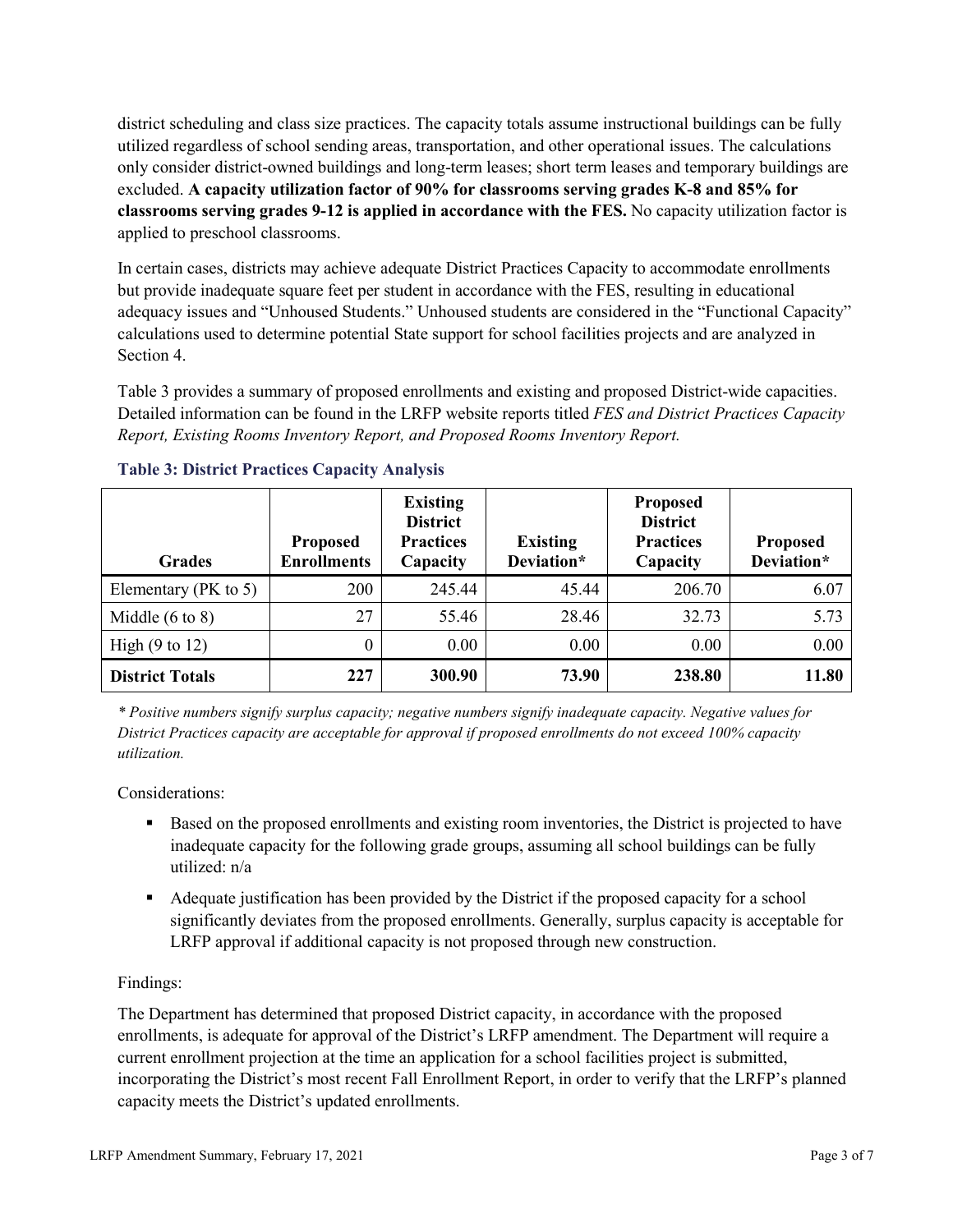district scheduling and class size practices. The capacity totals assume instructional buildings can be fully utilized regardless of school sending areas, transportation, and other operational issues. The calculations only consider district-owned buildings and long-term leases; short term leases and temporary buildings are excluded. **A capacity utilization factor of 90% for classrooms serving grades K-8 and 85% for classrooms serving grades 9-12 is applied in accordance with the FES.** No capacity utilization factor is applied to preschool classrooms.

In certain cases, districts may achieve adequate District Practices Capacity to accommodate enrollments but provide inadequate square feet per student in accordance with the FES, resulting in educational adequacy issues and "Unhoused Students." Unhoused students are considered in the "Functional Capacity" calculations used to determine potential State support for school facilities projects and are analyzed in Section 4.

Table 3 provides a summary of proposed enrollments and existing and proposed District-wide capacities. Detailed information can be found in the LRFP website reports titled *FES and District Practices Capacity Report, Existing Rooms Inventory Report, and Proposed Rooms Inventory Report.*

### Table 3: District Practices Capacity Analysis

| Grades | Proposed Enrollments | Existing District Practices Capacity | Existing Deviation* | Proposed District Practices Capacity | Proposed Deviation* |
|---|---|---|---|---|---|
| Elementary (PK to 5) | 200 | 245.44 | 45.44 | 206.70 | 6.07 |
| Middle (6 to 8) | 27 | 55.46 | 28.46 | 32.73 | 5.73 |
| High (9 to 12) | 0 | 0.00 | 0.00 | 0.00 | 0.00 |
| **District Totals** | **227** | **300.90** | **73.90** | **238.80** | **11.80** |

*\* Positive numbers signify surplus capacity; negative numbers signify inadequate capacity. Negative values for District Practices capacity are acceptable for approval if proposed enrollments do not exceed 100% capacity utilization.*

Considerations:

- Based on the proposed enrollments and existing room inventories, the District is projected to have inadequate capacity for the following grade groups, assuming all school buildings can be fully utilized: n/a
- Adequate justification has been provided by the District if the proposed capacity for a school significantly deviates from the proposed enrollments. Generally, surplus capacity is acceptable for LRFP approval if additional capacity is not proposed through new construction.

Findings:

The Department has determined that proposed District capacity, in accordance with the proposed enrollments, is adequate for approval of the District's LRFP amendment. The Department will require a current enrollment projection at the time an application for a school facilities project is submitted, incorporating the District's most recent Fall Enrollment Report, in order to verify that the LRFP's planned capacity meets the District's updated enrollments.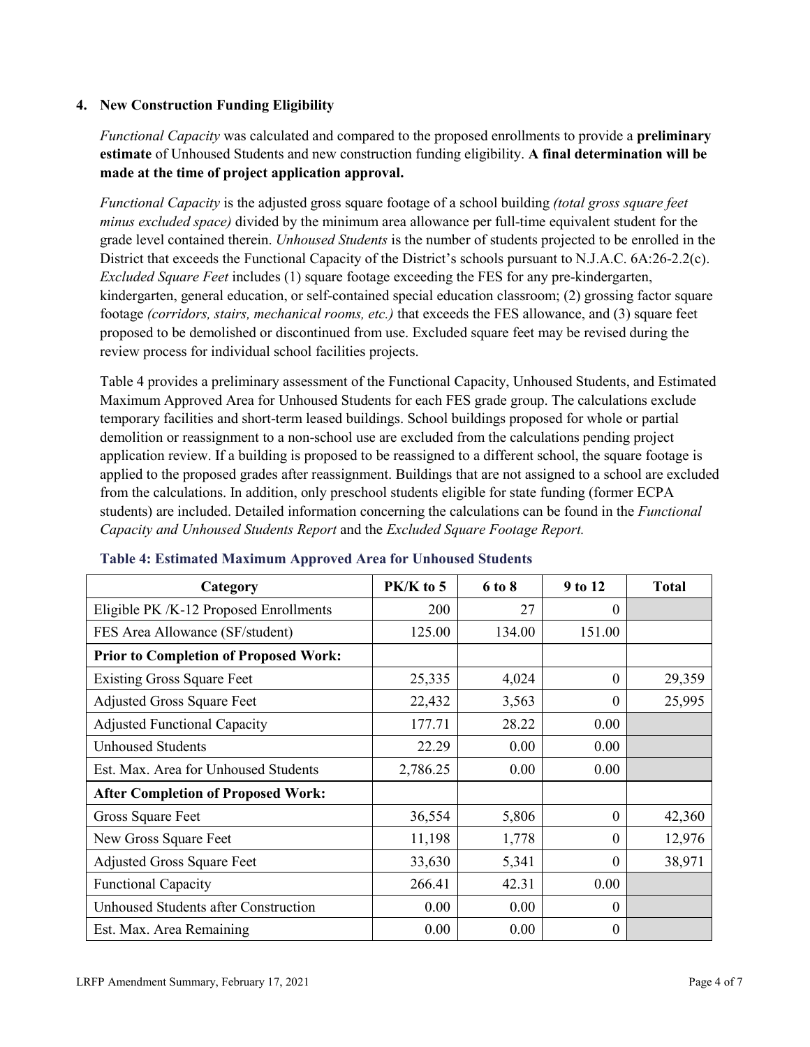### 4. New Construction Funding Eligibility

*Functional Capacity* was calculated and compared to the proposed enrollments to provide a **preliminary estimate** of Unhoused Students and new construction funding eligibility. **A final determination will be made at the time of project application approval.**

*Functional Capacity* is the adjusted gross square footage of a school building *(total gross square feet minus excluded space)* divided by the minimum area allowance per full-time equivalent student for the grade level contained therein. *Unhoused Students* is the number of students projected to be enrolled in the District that exceeds the Functional Capacity of the District's schools pursuant to N.J.A.C. 6A:26-2.2(c). *Excluded Square Feet* includes (1) square footage exceeding the FES for any pre-kindergarten, kindergarten, general education, or self-contained special education classroom; (2) grossing factor square footage *(corridors, stairs, mechanical rooms, etc.)* that exceeds the FES allowance, and (3) square feet proposed to be demolished or discontinued from use. Excluded square feet may be revised during the review process for individual school facilities projects.

Table 4 provides a preliminary assessment of the Functional Capacity, Unhoused Students, and Estimated Maximum Approved Area for Unhoused Students for each FES grade group. The calculations exclude temporary facilities and short-term leased buildings. School buildings proposed for whole or partial demolition or reassignment to a non-school use are excluded from the calculations pending project application review. If a building is proposed to be reassigned to a different school, the square footage is applied to the proposed grades after reassignment. Buildings that are not assigned to a school are excluded from the calculations. In addition, only preschool students eligible for state funding (former ECPA students) are included. Detailed information concerning the calculations can be found in the *Functional Capacity and Unhoused Students Report* and the *Excluded Square Footage Report.*

**Table 4: Estimated Maximum Approved Area for Unhoused Students**

| Category | PK/K to 5 | 6 to 8 | 9 to 12 | Total |
|---|---|---|---|---|
| Eligible PK /K-12 Proposed Enrollments | 200 | 27 | 0 | |
| FES Area Allowance (SF/student) | 125.00 | 134.00 | 151.00 | |
| **Prior to Completion of Proposed Work:** | | | | |
| Existing Gross Square Feet | 25,335 | 4,024 | 0 | 29,359 |
| Adjusted Gross Square Feet | 22,432 | 3,563 | 0 | 25,995 |
| Adjusted Functional Capacity | 177.71 | 28.22 | 0.00 | |
| Unhoused Students | 22.29 | 0.00 | 0.00 | |
| Est. Max. Area for Unhoused Students | 2,786.25 | 0.00 | 0.00 | |
| **After Completion of Proposed Work:** | | | | |
| Gross Square Feet | 36,554 | 5,806 | 0 | 42,360 |
| New Gross Square Feet | 11,198 | 1,778 | 0 | 12,976 |
| Adjusted Gross Square Feet | 33,630 | 5,341 | 0 | 38,971 |
| Functional Capacity | 266.41 | 42.31 | 0.00 | |
| Unhoused Students after Construction | 0.00 | 0.00 | 0 | |
| Est. Max. Area Remaining | 0.00 | 0.00 | 0 | |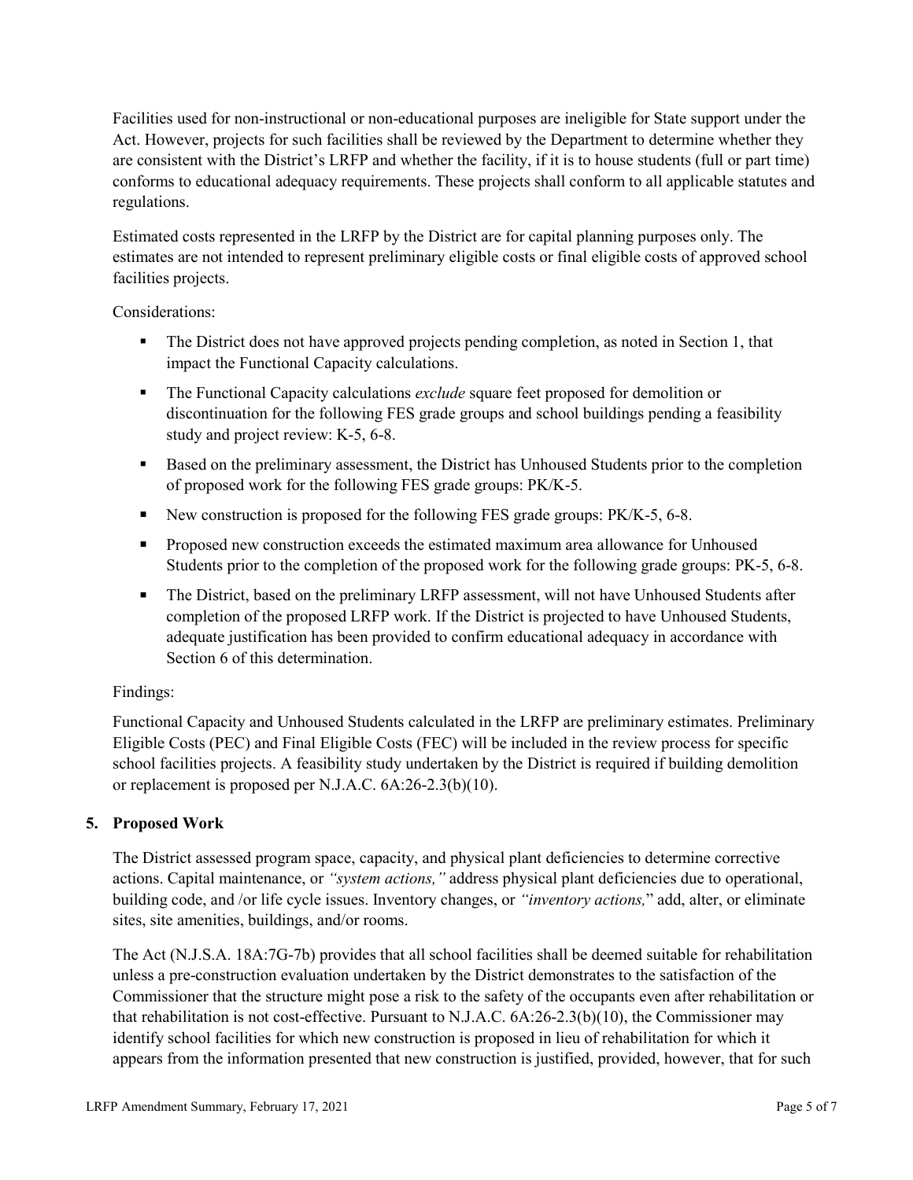Facilities used for non-instructional or non-educational purposes are ineligible for State support under the Act. However, projects for such facilities shall be reviewed by the Department to determine whether they are consistent with the District's LRFP and whether the facility, if it is to house students (full or part time) conforms to educational adequacy requirements. These projects shall conform to all applicable statutes and regulations.

Estimated costs represented in the LRFP by the District are for capital planning purposes only. The estimates are not intended to represent preliminary eligible costs or final eligible costs of approved school facilities projects.

Considerations:

- The District does not have approved projects pending completion, as noted in Section 1, that impact the Functional Capacity calculations.
- The Functional Capacity calculations *exclude* square feet proposed for demolition or discontinuation for the following FES grade groups and school buildings pending a feasibility study and project review: K-5, 6-8.
- Based on the preliminary assessment, the District has Unhoused Students prior to the completion of proposed work for the following FES grade groups: PK/K-5.
- New construction is proposed for the following FES grade groups: PK/K-5, 6-8.
- Proposed new construction exceeds the estimated maximum area allowance for Unhoused Students prior to the completion of the proposed work for the following grade groups: PK-5, 6-8.
- The District, based on the preliminary LRFP assessment, will not have Unhoused Students after completion of the proposed LRFP work. If the District is projected to have Unhoused Students, adequate justification has been provided to confirm educational adequacy in accordance with Section 6 of this determination.

Findings:

Functional Capacity and Unhoused Students calculated in the LRFP are preliminary estimates. Preliminary Eligible Costs (PEC) and Final Eligible Costs (FEC) will be included in the review process for specific school facilities projects. A feasibility study undertaken by the District is required if building demolition or replacement is proposed per N.J.A.C. 6A:26-2.3(b)(10).

## 5. Proposed Work

The District assessed program space, capacity, and physical plant deficiencies to determine corrective actions. Capital maintenance, or *"system actions,"* address physical plant deficiencies due to operational, building code, and /or life cycle issues. Inventory changes, or *"inventory actions,"* add, alter, or eliminate sites, site amenities, buildings, and/or rooms.

The Act (N.J.S.A. 18A:7G-7b) provides that all school facilities shall be deemed suitable for rehabilitation unless a pre-construction evaluation undertaken by the District demonstrates to the satisfaction of the Commissioner that the structure might pose a risk to the safety of the occupants even after rehabilitation or that rehabilitation is not cost-effective. Pursuant to N.J.A.C. 6A:26-2.3(b)(10), the Commissioner may identify school facilities for which new construction is proposed in lieu of rehabilitation for which it appears from the information presented that new construction is justified, provided, however, that for such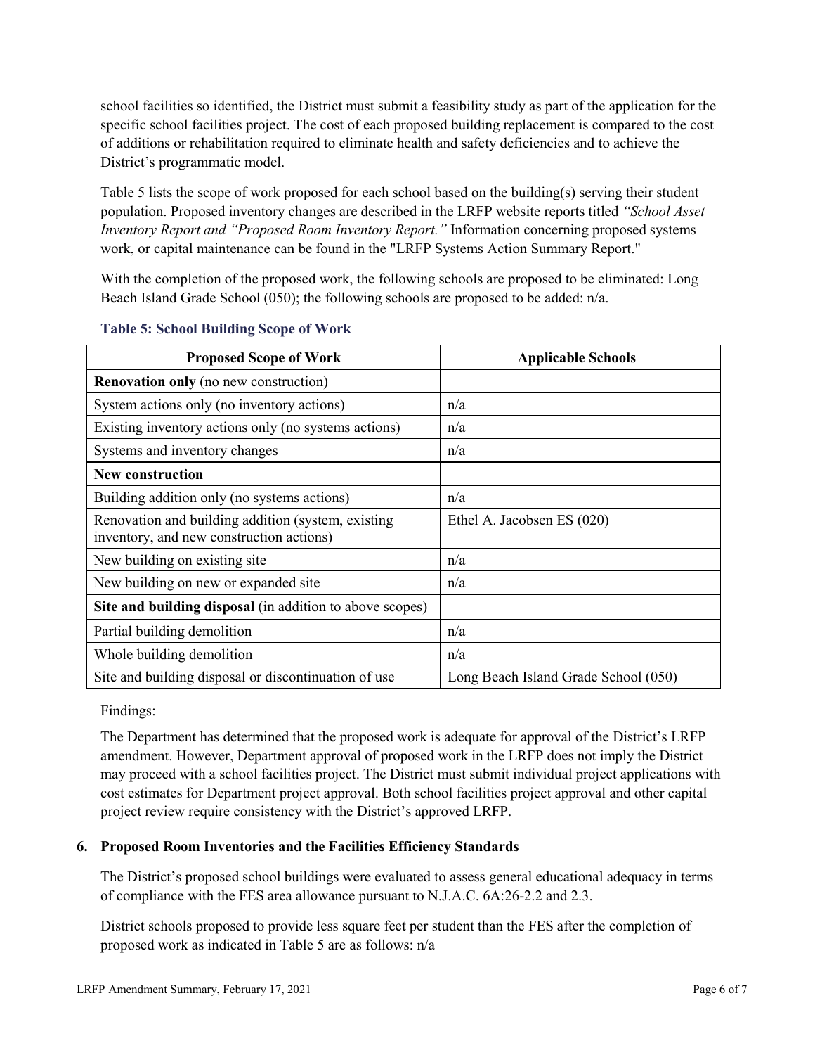school facilities so identified, the District must submit a feasibility study as part of the application for the specific school facilities project. The cost of each proposed building replacement is compared to the cost of additions or rehabilitation required to eliminate health and safety deficiencies and to achieve the District's programmatic model.

Table 5 lists the scope of work proposed for each school based on the building(s) serving their student population. Proposed inventory changes are described in the LRFP website reports titled *"School Asset Inventory Report and "Proposed Room Inventory Report."* Information concerning proposed systems work, or capital maintenance can be found in the "LRFP Systems Action Summary Report."

With the completion of the proposed work, the following schools are proposed to be eliminated: Long Beach Island Grade School (050); the following schools are proposed to be added: n/a.

**Table 5: School Building Scope of Work**

| Proposed Scope of Work | Applicable Schools |
|---|---|
| **Renovation only** (no new construction) | |
| System actions only (no inventory actions) | n/a |
| Existing inventory actions only (no systems actions) | n/a |
| Systems and inventory changes | n/a |
| **New construction** | |
| Building addition only (no systems actions) | n/a |
| Renovation and building addition (system, existing inventory, and new construction actions) | Ethel A. Jacobsen ES (020) |
| New building on existing site | n/a |
| New building on new or expanded site | n/a |
| **Site and building disposal** (in addition to above scopes) | |
| Partial building demolition | n/a |
| Whole building demolition | n/a |
| Site and building disposal or discontinuation of use | Long Beach Island Grade School (050) |

Findings:

The Department has determined that the proposed work is adequate for approval of the District's LRFP amendment. However, Department approval of proposed work in the LRFP does not imply the District may proceed with a school facilities project. The District must submit individual project applications with cost estimates for Department project approval. Both school facilities project approval and other capital project review require consistency with the District's approved LRFP.

## 6. Proposed Room Inventories and the Facilities Efficiency Standards

The District's proposed school buildings were evaluated to assess general educational adequacy in terms of compliance with the FES area allowance pursuant to N.J.A.C. 6A:26-2.2 and 2.3.

District schools proposed to provide less square feet per student than the FES after the completion of proposed work as indicated in Table 5 are as follows: n/a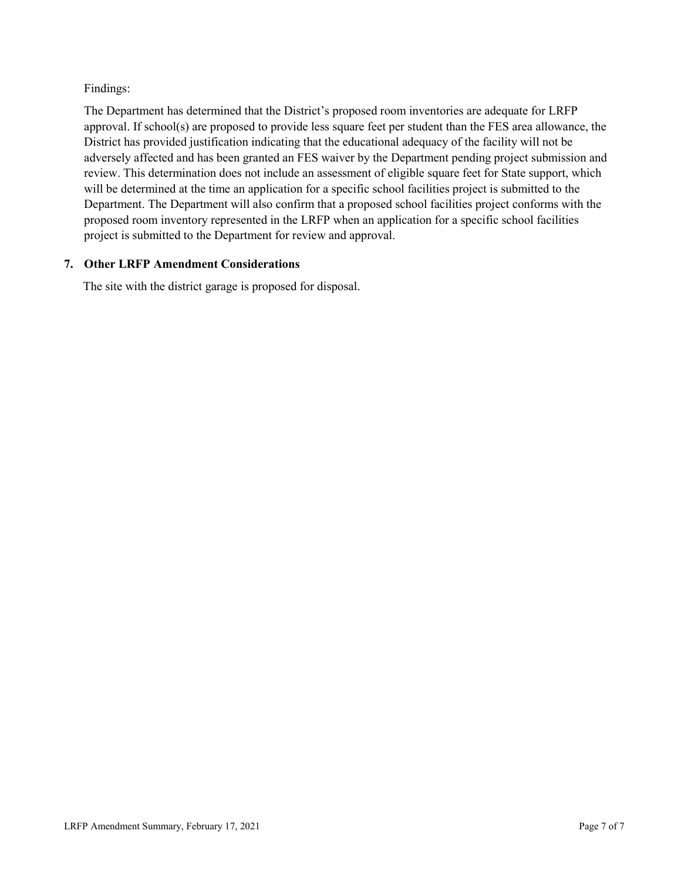Findings:

The Department has determined that the District's proposed room inventories are adequate for LRFP approval. If school(s) are proposed to provide less square feet per student than the FES area allowance, the District has provided justification indicating that the educational adequacy of the facility will not be adversely affected and has been granted an FES waiver by the Department pending project submission and review. This determination does not include an assessment of eligible square feet for State support, which will be determined at the time an application for a specific school facilities project is submitted to the Department. The Department will also confirm that a proposed school facilities project conforms with the proposed room inventory represented in the LRFP when an application for a specific school facilities project is submitted to the Department for review and approval.

### 7. Other LRFP Amendment Considerations

The site with the district garage is proposed for disposal.